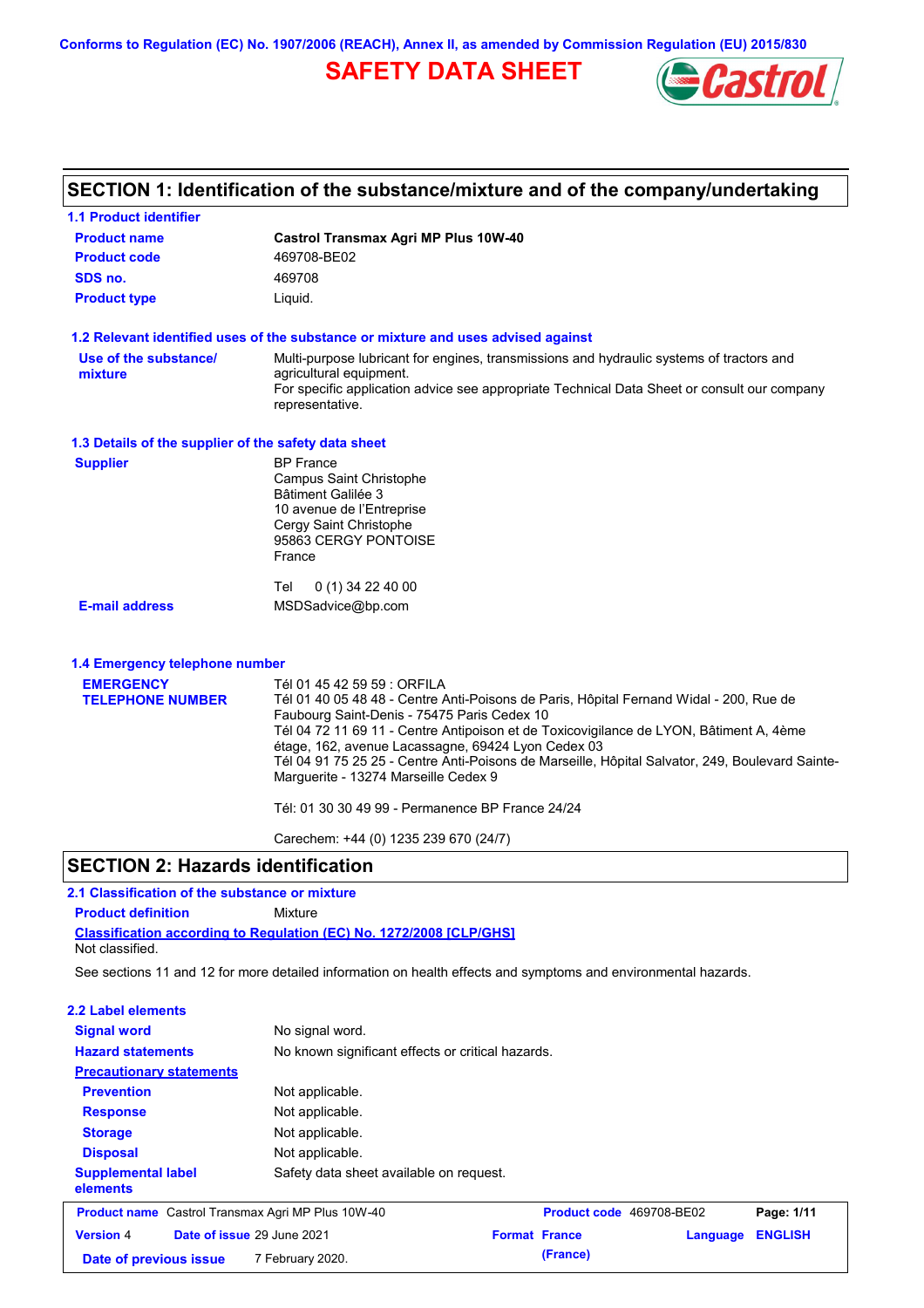Conforms to Regulation (EC) No. 1907/2006 (REACH), Annex II, as amended by Commission Regulation (EU) 2015/830

# SAFETY DATA SHEET

## SECTION 1: Identification of the substance/mixture and of the company/undertaking

### 1.1 Product identifier

| | |
|---|---|
| **Product name** | **Castrol Transmax Agri MP Plus 10W-40** |
| **Product code** | 469708-BE02 |
| **SDS no.** | 469708 |
| **Product type** | Liquid. |

### 1.2 Relevant identified uses of the substance or mixture and uses advised against

**Use of the substance/ mixture**: Multi-purpose lubricant for engines, transmissions and hydraulic systems of tractors and agricultural equipment.
For specific application advice see appropriate Technical Data Sheet or consult our company representative.

### 1.3 Details of the supplier of the safety data sheet

**Supplier**
BP France
Campus Saint Christophe
Bâtiment Galilée 3
10 avenue de l'Entreprise
Cergy Saint Christophe
95863 CERGY PONTOISE
France

Tel 0 (1) 34 22 40 00

**E-mail address**: MSDSadvice@bp.com

### 1.4 Emergency telephone number

**EMERGENCY TELEPHONE NUMBER**

Tél 01 45 42 59 59 : ORFILA
Tél 01 40 05 48 48 - Centre Anti-Poisons de Paris, Hôpital Fernand Widal - 200, Rue de Faubourg Saint-Denis - 75475 Paris Cedex 10
Tél 04 72 11 69 11 - Centre Antipoison et de Toxicovigilance de LYON, Bâtiment A, 4ème étage, 162, avenue Lacassagne, 69424 Lyon Cedex 03
Tél 04 91 75 25 25 - Centre Anti-Poisons de Marseille, Hôpital Salvator, 249, Boulevard Sainte-Marguerite - 13274 Marseille Cedex 9

Tél: 01 30 30 49 99 - Permanence BP France 24/24

Carechem: +44 (0) 1235 239 670 (24/7)

## SECTION 2: Hazards identification

### 2.1 Classification of the substance or mixture

**Product definition**: Mixture

**Classification according to Regulation (EC) No. 1272/2008 [CLP/GHS]**
Not classified.

See sections 11 and 12 for more detailed information on health effects and symptoms and environmental hazards.

### 2.2 Label elements

| | |
|---|---|
| **Signal word** | No signal word. |
| **Hazard statements** | No known significant effects or critical hazards. |
| **Precautionary statements** | |
| **Prevention** | Not applicable. |
| **Response** | Not applicable. |
| **Storage** | Not applicable. |
| **Disposal** | Not applicable. |
| **Supplemental label elements** | Safety data sheet available on request. |

| | | | |
|---|---|---|---|
| **Product name** Castrol Transmax Agri MP Plus 10W-40 | | **Product code** 469708-BE02 | |
| **Version** 4 | **Date of issue** 29 June 2021 | **Format** France (France) | **Language** ENGLISH |
| **Date of previous issue** | 7 February 2020. | | |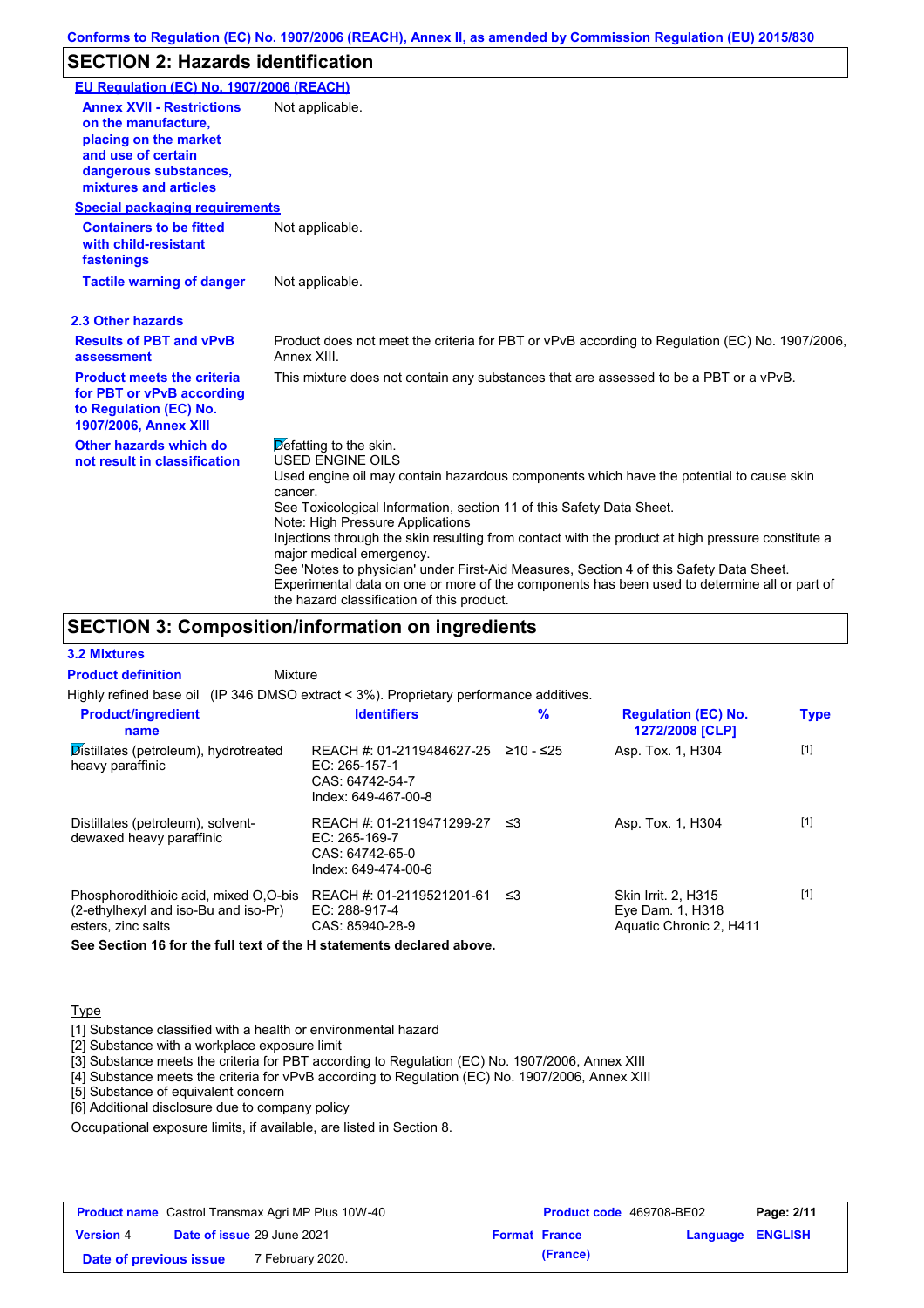Conforms to Regulation (EC) No. 1907/2006 (REACH), Annex II, as amended by Commission Regulation (EU) 2015/830

## SECTION 2: Hazards identification

**EU Regulation (EC) No. 1907/2006 (REACH)**

| | |
|---|---|
| **Annex XVII - Restrictions on the manufacture, placing on the market and use of certain dangerous substances, mixtures and articles** | Not applicable. |

**Special packaging requirements**

| | |
|---|---|
| **Containers to be fitted with child-resistant fastenings** | Not applicable. |
| **Tactile warning of danger** | Not applicable. |

### 2.3 Other hazards

| | |
|---|---|
| **Results of PBT and vPvB assessment** | Product does not meet the criteria for PBT or vPvB according to Regulation (EC) No. 1907/2006, Annex XIII. |
| **Product meets the criteria for PBT or vPvB according to Regulation (EC) No. 1907/2006, Annex XIII** | This mixture does not contain any substances that are assessed to be a PBT or a vPvB. |
| **Other hazards which do not result in classification** | Defatting to the skin.<br>USED ENGINE OILS<br>Used engine oil may contain hazardous components which have the potential to cause skin cancer.<br>See Toxicological Information, section 11 of this Safety Data Sheet.<br>Note: High Pressure Applications<br>Injections through the skin resulting from contact with the product at high pressure constitute a major medical emergency.<br>See 'Notes to physician' under First-Aid Measures, Section 4 of this Safety Data Sheet.<br>Experimental data on one or more of the components has been used to determine all or part of the hazard classification of this product. |

## SECTION 3: Composition/information on ingredients

### 3.2 Mixtures

**Product definition** Mixture

Highly refined base oil (IP 346 DMSO extract < 3%). Proprietary performance additives.

| Product/ingredient name | Identifiers | % | Regulation (EC) No. 1272/2008 [CLP] | Type |
|---|---|---|---|---|
| Distillates (petroleum), hydrotreated heavy paraffinic | REACH #: 01-2119484627-25<br>EC: 265-157-1<br>CAS: 64742-54-7<br>Index: 649-467-00-8 | ≥10 - ≤25 | Asp. Tox. 1, H304 | [1] |
| Distillates (petroleum), solvent-dewaxed heavy paraffinic | REACH #: 01-2119471299-27<br>EC: 265-169-7<br>CAS: 64742-65-0<br>Index: 649-474-00-6 | ≤3 | Asp. Tox. 1, H304 | [1] |
| Phosphorodithioic acid, mixed O,O-bis (2-ethylhexyl and iso-Bu and iso-Pr) esters, zinc salts | REACH #: 01-2119521201-61<br>EC: 288-917-4<br>CAS: 85940-28-9 | ≤3 | Skin Irrit. 2, H315<br>Eye Dam. 1, H318<br>Aquatic Chronic 2, H411 | [1] |

**See Section 16 for the full text of the H statements declared above.**

Type

[1] Substance classified with a health or environmental hazard
[2] Substance with a workplace exposure limit
[3] Substance meets the criteria for PBT according to Regulation (EC) No. 1907/2006, Annex XIII
[4] Substance meets the criteria for vPvB according to Regulation (EC) No. 1907/2006, Annex XIII
[5] Substance of equivalent concern
[6] Additional disclosure due to company policy

Occupational exposure limits, if available, are listed in Section 8.

| | | | |
|---|---|---|---|
| **Product name** Castrol Transmax Agri MP Plus 10W-40 | | **Product code** 469708-BE02 | |
| **Version** 4 | **Date of issue** 29 June 2021 | **Format** France (France) | **Language** ENGLISH |
| **Date of previous issue** | 7 February 2020. | | |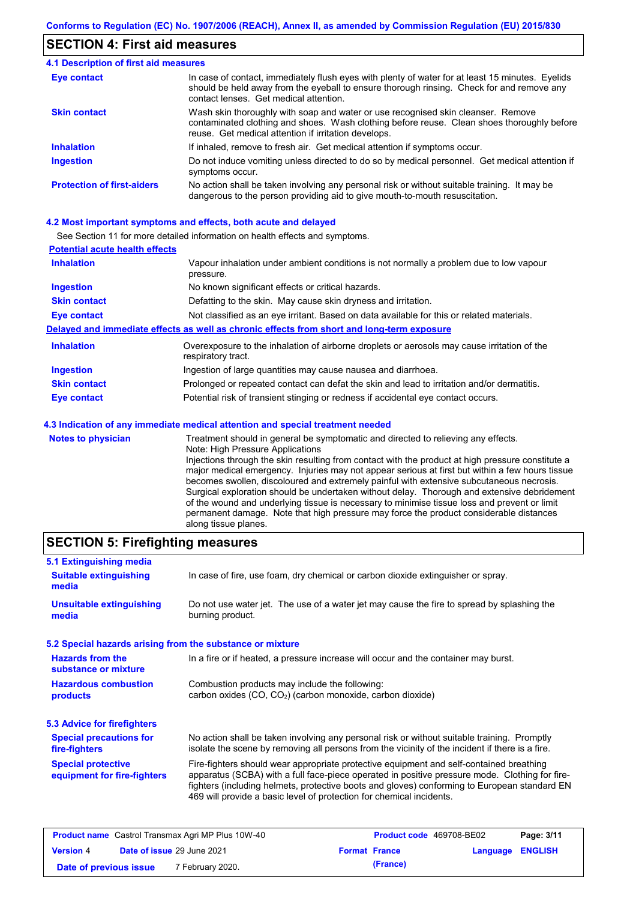## SECTION 4: First aid measures

### 4.1 Description of first aid measures

| | |
|---|---|
| **Eye contact** | In case of contact, immediately flush eyes with plenty of water for at least 15 minutes. Eyelids should be held away from the eyeball to ensure thorough rinsing. Check for and remove any contact lenses. Get medical attention. |
| **Skin contact** | Wash skin thoroughly with soap and water or use recognised skin cleanser. Remove contaminated clothing and shoes. Wash clothing before reuse. Clean shoes thoroughly before reuse. Get medical attention if irritation develops. |
| **Inhalation** | If inhaled, remove to fresh air. Get medical attention if symptoms occur. |
| **Ingestion** | Do not induce vomiting unless directed to do so by medical personnel. Get medical attention if symptoms occur. |
| **Protection of first-aiders** | No action shall be taken involving any personal risk or without suitable training. It may be dangerous to the person providing aid to give mouth-to-mouth resuscitation. |

### 4.2 Most important symptoms and effects, both acute and delayed

See Section 11 for more detailed information on health effects and symptoms.

**Potential acute health effects**

| | |
|---|---|
| **Inhalation** | Vapour inhalation under ambient conditions is not normally a problem due to low vapour pressure. |
| **Ingestion** | No known significant effects or critical hazards. |
| **Skin contact** | Defatting to the skin. May cause skin dryness and irritation. |
| **Eye contact** | Not classified as an eye irritant. Based on data available for this or related materials. |

**Delayed and immediate effects as well as chronic effects from short and long-term exposure**

| | |
|---|---|
| **Inhalation** | Overexposure to the inhalation of airborne droplets or aerosols may cause irritation of the respiratory tract. |
| **Ingestion** | Ingestion of large quantities may cause nausea and diarrhoea. |
| **Skin contact** | Prolonged or repeated contact can defat the skin and lead to irritation and/or dermatitis. |
| **Eye contact** | Potential risk of transient stinging or redness if accidental eye contact occurs. |

### 4.3 Indication of any immediate medical attention and special treatment needed

**Notes to physician**

Treatment should in general be symptomatic and directed to relieving any effects.
Note: High Pressure Applications
Injections through the skin resulting from contact with the product at high pressure constitute a major medical emergency. Injuries may not appear serious at first but within a few hours tissue becomes swollen, discoloured and extremely painful with extensive subcutaneous necrosis. Surgical exploration should be undertaken without delay. Thorough and extensive debridement of the wound and underlying tissue is necessary to minimise tissue loss and prevent or limit permanent damage. Note that high pressure may force the product considerable distances along tissue planes.

## SECTION 5: Firefighting measures

### 5.1 Extinguishing media

| | |
|---|---|
| **Suitable extinguishing media** | In case of fire, use foam, dry chemical or carbon dioxide extinguisher or spray. |
| **Unsuitable extinguishing media** | Do not use water jet. The use of a water jet may cause the fire to spread by splashing the burning product. |

### 5.2 Special hazards arising from the substance or mixture

| | |
|---|---|
| **Hazards from the substance or mixture** | In a fire or if heated, a pressure increase will occur and the container may burst. |
| **Hazardous combustion products** | Combustion products may include the following: carbon oxides (CO, $CO_2$) (carbon monoxide, carbon dioxide) |

### 5.3 Advice for firefighters

| | |
|---|---|
| **Special precautions for fire-fighters** | No action shall be taken involving any personal risk or without suitable training. Promptly isolate the scene by removing all persons from the vicinity of the incident if there is a fire. |
| **Special protective equipment for fire-fighters** | Fire-fighters should wear appropriate protective equipment and self-contained breathing apparatus (SCBA) with a full face-piece operated in positive pressure mode. Clothing for fire-fighters (including helmets, protective boots and gloves) conforming to European standard EN 469 will provide a basic level of protection for chemical incidents. |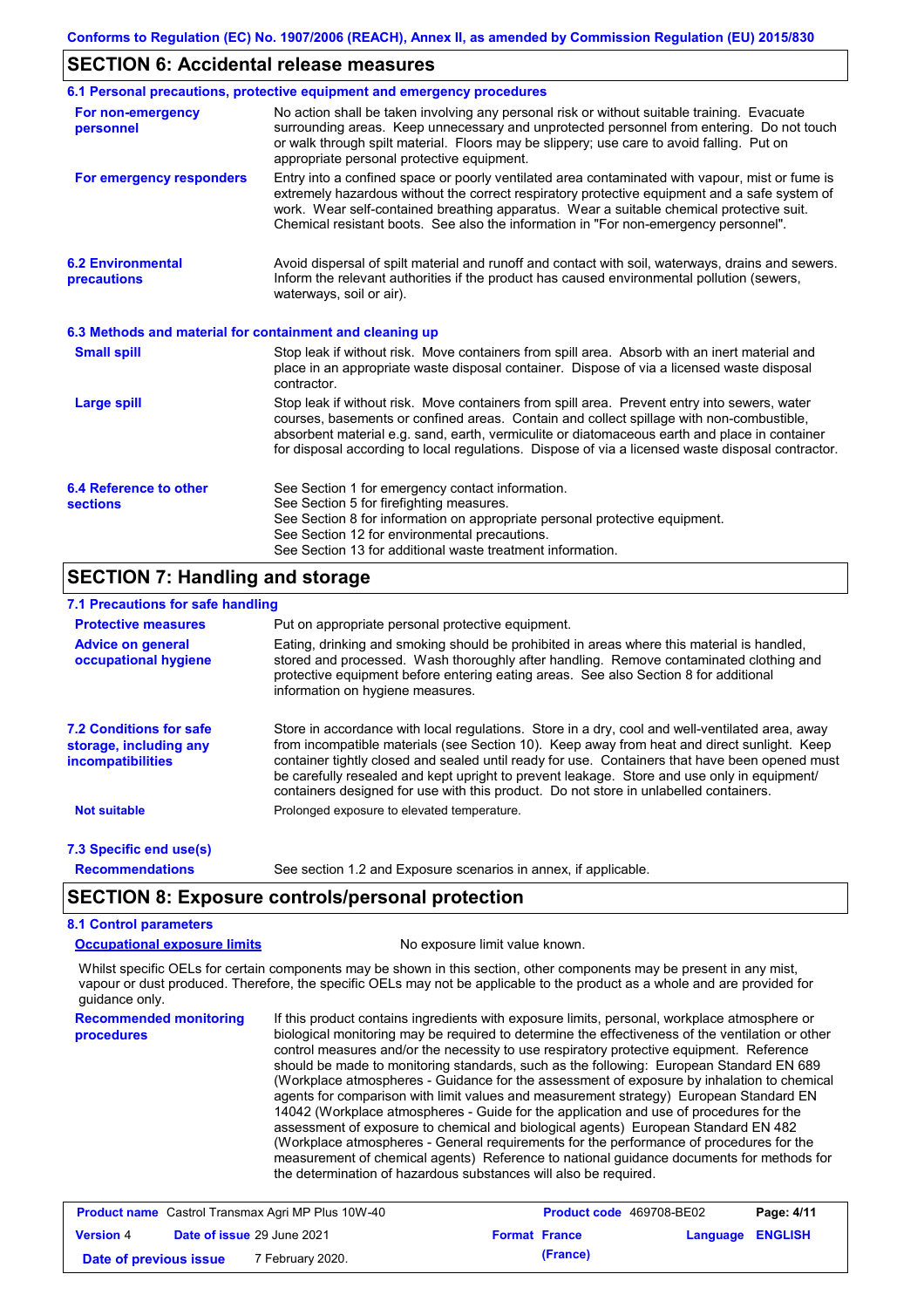## SECTION 6: Accidental release measures

### 6.1 Personal precautions, protective equipment and emergency procedures

**For non-emergency personnel**

No action shall be taken involving any personal risk or without suitable training. Evacuate surrounding areas. Keep unnecessary and unprotected personnel from entering. Do not touch or walk through spilt material. Floors may be slippery; use care to avoid falling. Put on appropriate personal protective equipment.

**For emergency responders**

Entry into a confined space or poorly ventilated area contaminated with vapour, mist or fume is extremely hazardous without the correct respiratory protective equipment and a safe system of work. Wear self-contained breathing apparatus. Wear a suitable chemical protective suit. Chemical resistant boots. See also the information in "For non-emergency personnel".

### 6.2 Environmental precautions

Avoid dispersal of spilt material and runoff and contact with soil, waterways, drains and sewers. Inform the relevant authorities if the product has caused environmental pollution (sewers, waterways, soil or air).

### 6.3 Methods and material for containment and cleaning up

**Small spill**

Stop leak if without risk. Move containers from spill area. Absorb with an inert material and place in an appropriate waste disposal container. Dispose of via a licensed waste disposal contractor.

**Large spill**

Stop leak if without risk. Move containers from spill area. Prevent entry into sewers, water courses, basements or confined areas. Contain and collect spillage with non-combustible, absorbent material e.g. sand, earth, vermiculite or diatomaceous earth and place in container for disposal according to local regulations. Dispose of via a licensed waste disposal contractor.

### 6.4 Reference to other sections

See Section 1 for emergency contact information.
See Section 5 for firefighting measures.
See Section 8 for information on appropriate personal protective equipment.
See Section 12 for environmental precautions.
See Section 13 for additional waste treatment information.

## SECTION 7: Handling and storage

### 7.1 Precautions for safe handling

**Protective measures**

Put on appropriate personal protective equipment.

**Advice on general occupational hygiene**

Eating, drinking and smoking should be prohibited in areas where this material is handled, stored and processed. Wash thoroughly after handling. Remove contaminated clothing and protective equipment before entering eating areas. See also Section 8 for additional information on hygiene measures.

### 7.2 Conditions for safe storage, including any incompatibilities

Store in accordance with local regulations. Store in a dry, cool and well-ventilated area, away from incompatible materials (see Section 10). Keep away from heat and direct sunlight. Keep container tightly closed and sealed until ready for use. Containers that have been opened must be carefully resealed and kept upright to prevent leakage. Store and use only in equipment/ containers designed for use with this product. Do not store in unlabelled containers.

**Not suitable**

Prolonged exposure to elevated temperature.

### 7.3 Specific end use(s)

**Recommendations**

See section 1.2 and Exposure scenarios in annex, if applicable.

## SECTION 8: Exposure controls/personal protection

### 8.1 Control parameters

**Occupational exposure limits**

No exposure limit value known.

Whilst specific OELs for certain components may be shown in this section, other components may be present in any mist, vapour or dust produced. Therefore, the specific OELs may not be applicable to the product as a whole and are provided for guidance only.

**Recommended monitoring procedures**

If this product contains ingredients with exposure limits, personal, workplace atmosphere or biological monitoring may be required to determine the effectiveness of the ventilation or other control measures and/or the necessity to use respiratory protective equipment. Reference should be made to monitoring standards, such as the following: European Standard EN 689 (Workplace atmospheres - Guidance for the assessment of exposure by inhalation to chemical agents for comparison with limit values and measurement strategy) European Standard EN 14042 (Workplace atmospheres - Guide for the application and use of procedures for the assessment of exposure to chemical and biological agents) European Standard EN 482 (Workplace atmospheres - General requirements for the performance of procedures for the measurement of chemical agents) Reference to national guidance documents for methods for the determination of hazardous substances will also be required.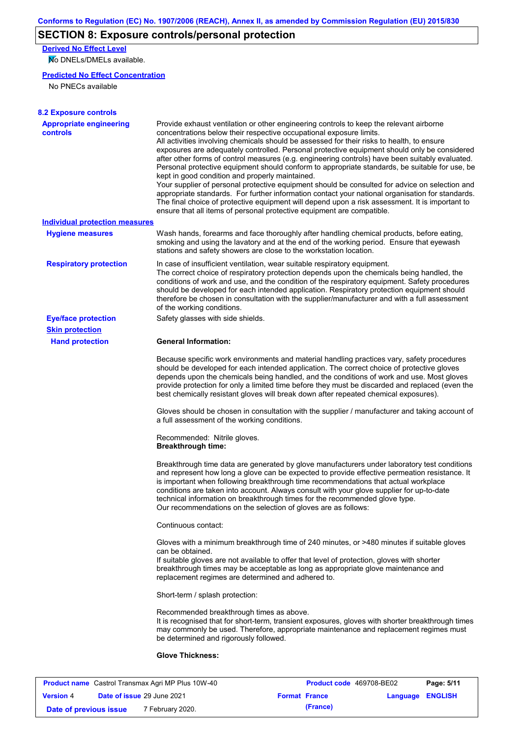## SECTION 8: Exposure controls/personal protection

**Derived No Effect Level**

No DNELs/DMELs available.

**Predicted No Effect Concentration**

No PNECs available

### 8.2 Exposure controls

**Appropriate engineering controls**

Provide exhaust ventilation or other engineering controls to keep the relevant airborne concentrations below their respective occupational exposure limits.
All activities involving chemicals should be assessed for their risks to health, to ensure exposures are adequately controlled. Personal protective equipment should only be considered after other forms of control measures (e.g. engineering controls) have been suitably evaluated. Personal protective equipment should conform to appropriate standards, be suitable for use, be kept in good condition and properly maintained.
Your supplier of personal protective equipment should be consulted for advice on selection and appropriate standards. For further information contact your national organisation for standards. The final choice of protective equipment will depend upon a risk assessment. It is important to ensure that all items of personal protective equipment are compatible.

**Individual protection measures**

**Hygiene measures**

Wash hands, forearms and face thoroughly after handling chemical products, before eating, smoking and using the lavatory and at the end of the working period. Ensure that eyewash stations and safety showers are close to the workstation location.

**Respiratory protection**

In case of insufficient ventilation, wear suitable respiratory equipment.
The correct choice of respiratory protection depends upon the chemicals being handled, the conditions of work and use, and the condition of the respiratory equipment. Safety procedures should be developed for each intended application. Respiratory protection equipment should therefore be chosen in consultation with the supplier/manufacturer and with a full assessment of the working conditions.

**Eye/face protection**

Safety glasses with side shields.

**Skin protection**

**Hand protection**

**General Information:**

Because specific work environments and material handling practices vary, safety procedures should be developed for each intended application. The correct choice of protective gloves depends upon the chemicals being handled, and the conditions of work and use. Most gloves provide protection for only a limited time before they must be discarded and replaced (even the best chemically resistant gloves will break down after repeated chemical exposures).

Gloves should be chosen in consultation with the supplier / manufacturer and taking account of a full assessment of the working conditions.

Recommended: Nitrile gloves.
**Breakthrough time:**

Breakthrough time data are generated by glove manufacturers under laboratory test conditions and represent how long a glove can be expected to provide effective permeation resistance. It is important when following breakthrough time recommendations that actual workplace conditions are taken into account. Always consult with your glove supplier for up-to-date technical information on breakthrough times for the recommended glove type.
Our recommendations on the selection of gloves are as follows:

Continuous contact:

Gloves with a minimum breakthrough time of 240 minutes, or >480 minutes if suitable gloves can be obtained.
If suitable gloves are not available to offer that level of protection, gloves with shorter breakthrough times may be acceptable as long as appropriate glove maintenance and replacement regimes are determined and adhered to.

Short-term / splash protection:

Recommended breakthrough times as above.
It is recognised that for short-term, transient exposures, gloves with shorter breakthrough times may commonly be used. Therefore, appropriate maintenance and replacement regimes must be determined and rigorously followed.

**Glove Thickness:**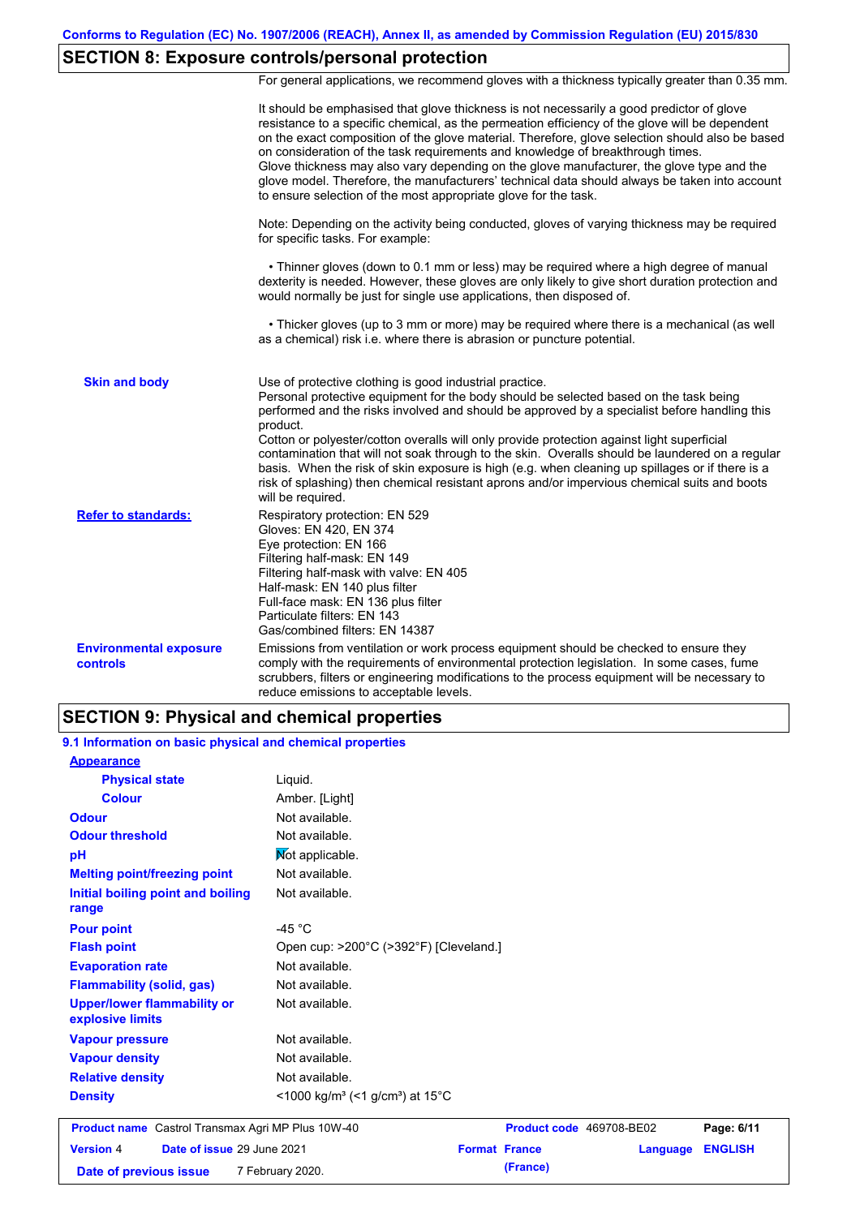## SECTION 8: Exposure controls/personal protection

For general applications, we recommend gloves with a thickness typically greater than 0.35 mm.

It should be emphasised that glove thickness is not necessarily a good predictor of glove resistance to a specific chemical, as the permeation efficiency of the glove will be dependent on the exact composition of the glove material. Therefore, glove selection should also be based on consideration of the task requirements and knowledge of breakthrough times.
Glove thickness may also vary depending on the glove manufacturer, the glove type and the glove model. Therefore, the manufacturers' technical data should always be taken into account to ensure selection of the most appropriate glove for the task.

Note: Depending on the activity being conducted, gloves of varying thickness may be required for specific tasks. For example:

• Thinner gloves (down to 0.1 mm or less) may be required where a high degree of manual dexterity is needed. However, these gloves are only likely to give short duration protection and would normally be just for single use applications, then disposed of.

• Thicker gloves (up to 3 mm or more) may be required where there is a mechanical (as well as a chemical) risk i.e. where there is abrasion or puncture potential.

**Skin and body**

Use of protective clothing is good industrial practice.
Personal protective equipment for the body should be selected based on the task being performed and the risks involved and should be approved by a specialist before handling this product.
Cotton or polyester/cotton overalls will only provide protection against light superficial contamination that will not soak through to the skin. Overalls should be laundered on a regular basis. When the risk of skin exposure is high (e.g. when cleaning up spillages or if there is a risk of splashing) then chemical resistant aprons and/or impervious chemical suits and boots will be required.

**Refer to standards:**

Respiratory protection: EN 529
Gloves: EN 420, EN 374
Eye protection: EN 166
Filtering half-mask: EN 149
Filtering half-mask with valve: EN 405
Half-mask: EN 140 plus filter
Full-face mask: EN 136 plus filter
Particulate filters: EN 143
Gas/combined filters: EN 14387

**Environmental exposure controls**

Emissions from ventilation or work process equipment should be checked to ensure they comply with the requirements of environmental protection legislation. In some cases, fume scrubbers, filters or engineering modifications to the process equipment will be necessary to reduce emissions to acceptable levels.

## SECTION 9: Physical and chemical properties

### 9.1 Information on basic physical and chemical properties

**Appearance**

| | |
|---|---|
| **Physical state** | Liquid. |
| **Colour** | Amber. [Light] |
| **Odour** | Not available. |
| **Odour threshold** | Not available. |
| **pH** | Not applicable. |
| **Melting point/freezing point** | Not available. |
| **Initial boiling point and boiling range** | Not available. |
| **Pour point** | -45 °C |
| **Flash point** | Open cup: >200°C (>392°F) [Cleveland.] |
| **Evaporation rate** | Not available. |
| **Flammability (solid, gas)** | Not available. |
| **Upper/lower flammability or explosive limits** | Not available. |
| **Vapour pressure** | Not available. |
| **Vapour density** | Not available. |
| **Relative density** | Not available. |
| **Density** | <1000 kg/m³ (<1 g/cm³) at 15°C |

| | | | |
|---|---|---|---|
| **Product name** Castrol Transmax Agri MP Plus 10W-40 | | **Product code** 469708-BE02 | |
| **Version** 4 | **Date of issue** 29 June 2021 | **Format** France | **Language** ENGLISH |
| **Date of previous issue** | 7 February 2020. | (France) | |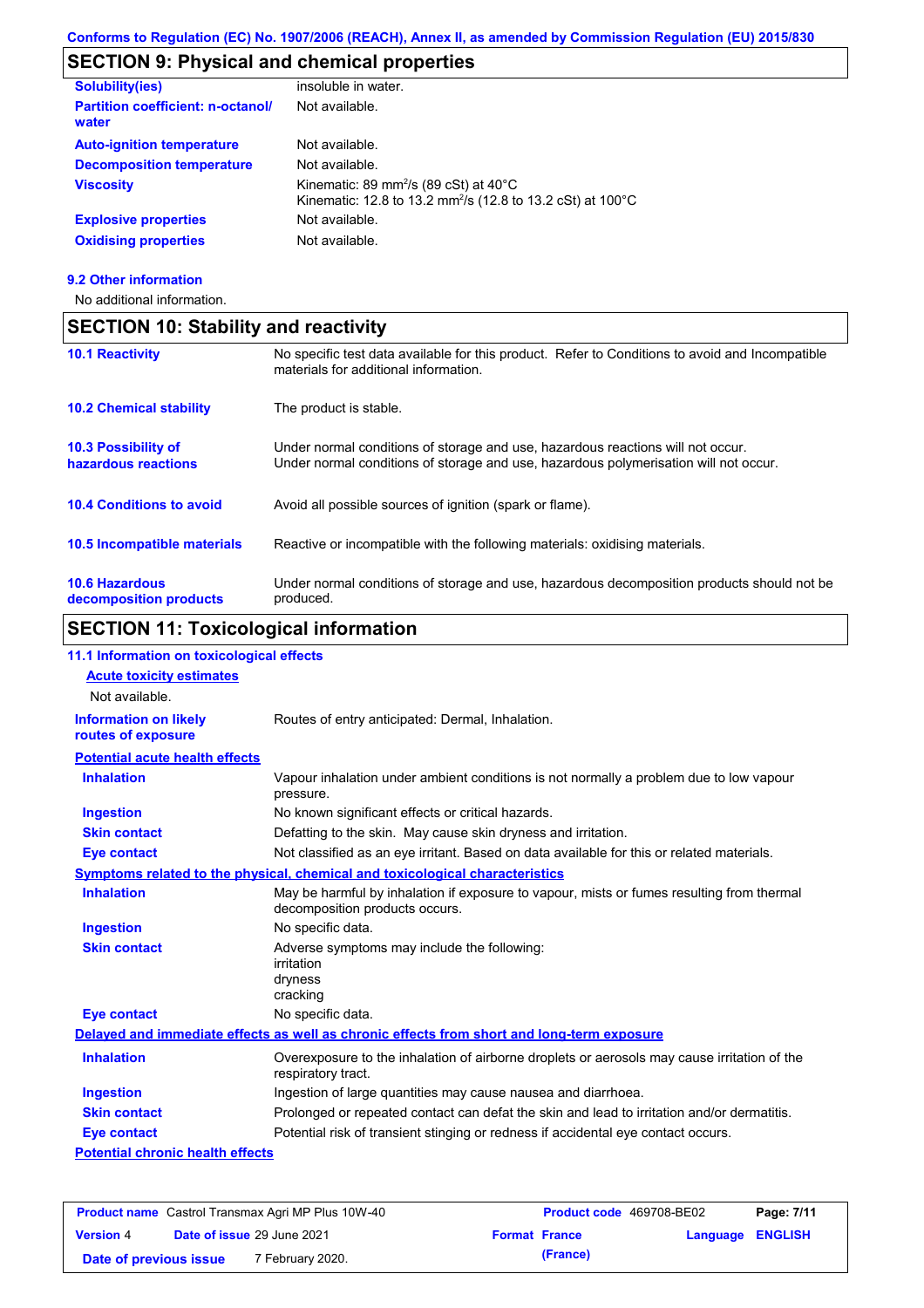## SECTION 9: Physical and chemical properties

| | |
|---|---|
| **Solubility(ies)** | insoluble in water. |
| **Partition coefficient: n-octanol/water** | Not available. |
| **Auto-ignition temperature** | Not available. |
| **Decomposition temperature** | Not available. |
| **Viscosity** | Kinematic: 89 $mm^2/s$ (89 cSt) at 40°C<br>Kinematic: 12.8 to 13.2 $mm^2/s$ (12.8 to 13.2 cSt) at 100°C |
| **Explosive properties** | Not available. |
| **Oxidising properties** | Not available. |

### 9.2 Other information

No additional information.

## SECTION 10: Stability and reactivity

| | |
|---|---|
| **10.1 Reactivity** | No specific test data available for this product. Refer to Conditions to avoid and Incompatible materials for additional information. |
| **10.2 Chemical stability** | The product is stable. |
| **10.3 Possibility of hazardous reactions** | Under normal conditions of storage and use, hazardous reactions will not occur.<br>Under normal conditions of storage and use, hazardous polymerisation will not occur. |
| **10.4 Conditions to avoid** | Avoid all possible sources of ignition (spark or flame). |
| **10.5 Incompatible materials** | Reactive or incompatible with the following materials: oxidising materials. |
| **10.6 Hazardous decomposition products** | Under normal conditions of storage and use, hazardous decomposition products should not be produced. |

## SECTION 11: Toxicological information

### 11.1 Information on toxicological effects

**Acute toxicity estimates**

Not available.

| | |
|---|---|
| **Information on likely routes of exposure** | Routes of entry anticipated: Dermal, Inhalation. |

**Potential acute health effects**

| | |
|---|---|
| **Inhalation** | Vapour inhalation under ambient conditions is not normally a problem due to low vapour pressure. |
| **Ingestion** | No known significant effects or critical hazards. |
| **Skin contact** | Defatting to the skin. May cause skin dryness and irritation. |
| **Eye contact** | Not classified as an eye irritant. Based on data available for this or related materials. |

**Symptoms related to the physical, chemical and toxicological characteristics**

| | |
|---|---|
| **Inhalation** | May be harmful by inhalation if exposure to vapour, mists or fumes resulting from thermal decomposition products occurs. |
| **Ingestion** | No specific data. |
| **Skin contact** | Adverse symptoms may include the following:<br>irritation<br>dryness<br>cracking |
| **Eye contact** | No specific data. |

**Delayed and immediate effects as well as chronic effects from short and long-term exposure**

| | |
|---|---|
| **Inhalation** | Overexposure to the inhalation of airborne droplets or aerosols may cause irritation of the respiratory tract. |
| **Ingestion** | Ingestion of large quantities may cause nausea and diarrhoea. |
| **Skin contact** | Prolonged or repeated contact can defat the skin and lead to irritation and/or dermatitis. |
| **Eye contact** | Potential risk of transient stinging or redness if accidental eye contact occurs. |

**Potential chronic health effects**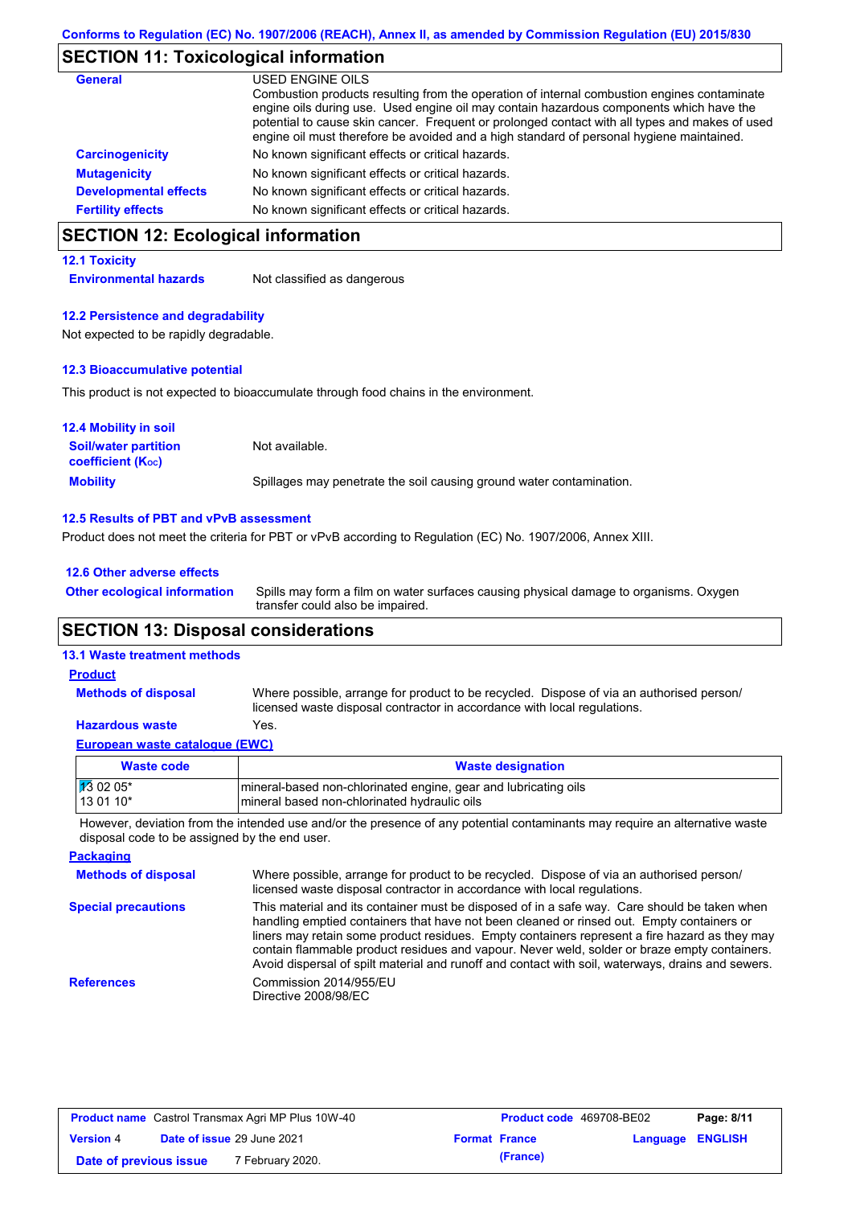Conforms to Regulation (EC) No. 1907/2006 (REACH), Annex II, as amended by Commission Regulation (EU) 2015/830

## SECTION 11: Toxicological information

**General**

USED ENGINE OILS

Combustion products resulting from the operation of internal combustion engines contaminate engine oils during use. Used engine oil may contain hazardous components which have the potential to cause skin cancer. Frequent or prolonged contact with all types and makes of used engine oil must therefore be avoided and a high standard of personal hygiene maintained.

**Carcinogenicity**: No known significant effects or critical hazards.

**Mutagenicity**: No known significant effects or critical hazards.

**Developmental effects**: No known significant effects or critical hazards.

**Fertility effects**: No known significant effects or critical hazards.

## SECTION 12: Ecological information

### 12.1 Toxicity

**Environmental hazards**: Not classified as dangerous

### 12.2 Persistence and degradability

Not expected to be rapidly degradable.

### 12.3 Bioaccumulative potential

This product is not expected to bioaccumulate through food chains in the environment.

### 12.4 Mobility in soil

**Soil/water partition coefficient ($K_{OC}$)**: Not available.

**Mobility**: Spillages may penetrate the soil causing ground water contamination.

### 12.5 Results of PBT and vPvB assessment

Product does not meet the criteria for PBT or vPvB according to Regulation (EC) No. 1907/2006, Annex XIII.

### 12.6 Other adverse effects

**Other ecological information**: Spills may form a film on water surfaces causing physical damage to organisms. Oxygen transfer could also be impaired.

## SECTION 13: Disposal considerations

### 13.1 Waste treatment methods

**Product**

**Methods of disposal**: Where possible, arrange for product to be recycled. Dispose of via an authorised person/ licensed waste disposal contractor in accordance with local regulations.

**Hazardous waste**: Yes.

**European waste catalogue (EWC)**

| Waste code | Waste designation |
|---|---|
| 13 02 05* | mineral-based non-chlorinated engine, gear and lubricating oils |
| 13 01 10* | mineral based non-chlorinated hydraulic oils |

However, deviation from the intended use and/or the presence of any potential contaminants may require an alternative waste disposal code to be assigned by the end user.

**Packaging**

**Methods of disposal**: Where possible, arrange for product to be recycled. Dispose of via an authorised person/ licensed waste disposal contractor in accordance with local regulations.

**Special precautions**: This material and its container must be disposed of in a safe way. Care should be taken when handling emptied containers that have not been cleaned or rinsed out. Empty containers or liners may retain some product residues. Empty containers represent a fire hazard as they may contain flammable product residues and vapour. Never weld, solder or braze empty containers. Avoid dispersal of spilt material and runoff and contact with soil, waterways, drains and sewers.

**References**: Commission 2014/955/EU
Directive 2008/98/EC

| Product name Castrol Transmax Agri MP Plus 10W-40 | Product code 469708-BE02 | Page: 8/11 |
|---|---|---|
| Version 4 Date of issue 29 June 2021 | Format France | Language ENGLISH |
| Date of previous issue 7 February 2020. | (France) | |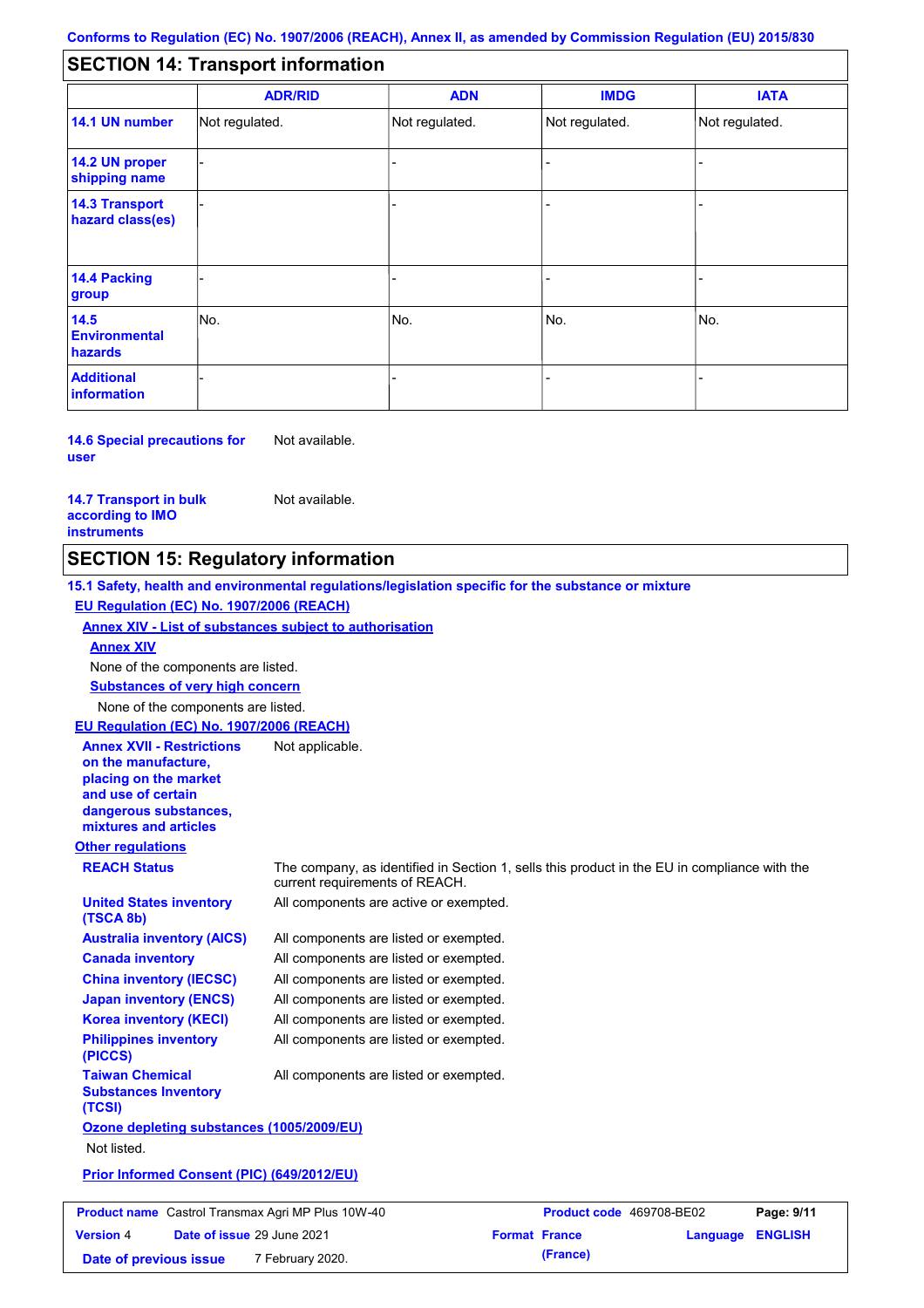## SECTION 14: Transport information

| | ADR/RID | ADN | IMDG | IATA |
|---|---|---|---|---|
| **14.1 UN number** | Not regulated. | Not regulated. | Not regulated. | Not regulated. |
| **14.2 UN proper shipping name** | - | - | - | - |
| **14.3 Transport hazard class(es)** | - | - | - | - |
| **14.4 Packing group** | - | - | - | - |
| **14.5 Environmental hazards** | No. | No. | No. | No. |
| **Additional information** | - | - | - | - |

**14.6 Special precautions for user** Not available.

**14.7 Transport in bulk according to IMO instruments** Not available.

## SECTION 15: Regulatory information

**15.1 Safety, health and environmental regulations/legislation specific for the substance or mixture**

**EU Regulation (EC) No. 1907/2006 (REACH)**

**Annex XIV - List of substances subject to authorisation**

**Annex XIV**

None of the components are listed.

**Substances of very high concern**

None of the components are listed.

**EU Regulation (EC) No. 1907/2006 (REACH)**

**Annex XVII - Restrictions on the manufacture, placing on the market and use of certain dangerous substances, mixtures and articles** Not applicable.

**Other regulations**

**REACH Status** The company, as identified in Section 1, sells this product in the EU in compliance with the current requirements of REACH.

**United States inventory (TSCA 8b)** All components are active or exempted.

**Australia inventory (AICS)** All components are listed or exempted.

**Canada inventory** All components are listed or exempted.

**China inventory (IECSC)** All components are listed or exempted.

**Japan inventory (ENCS)** All components are listed or exempted.

**Korea inventory (KECI)** All components are listed or exempted.

**Philippines inventory (PICCS)** All components are listed or exempted.

**Taiwan Chemical Substances Inventory (TCSI)** All components are listed or exempted.

**Ozone depleting substances (1005/2009/EU)**

Not listed.

**Prior Informed Consent (PIC) (649/2012/EU)**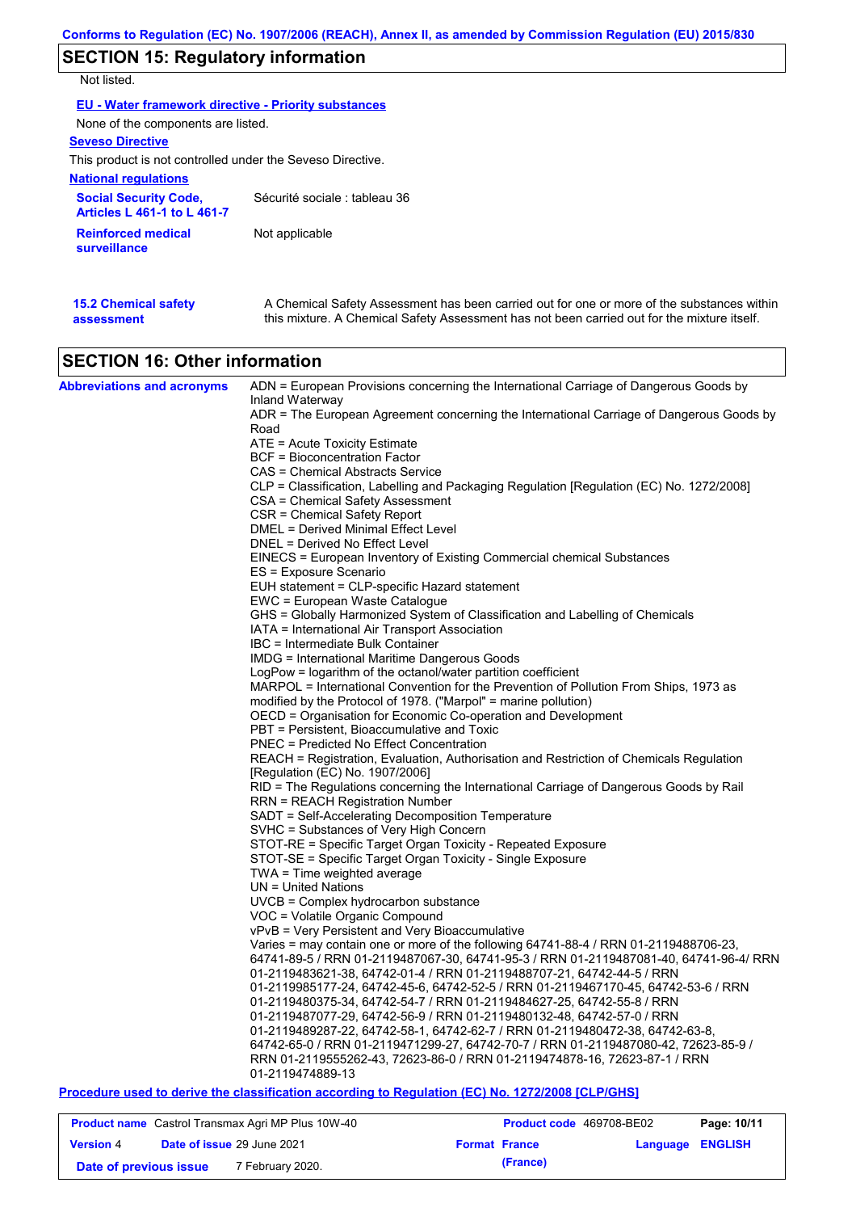## SECTION 15: Regulatory information

Not listed.

**EU - Water framework directive - Priority substances**

None of the components are listed.

**Seveso Directive**

This product is not controlled under the Seveso Directive.

**National regulations**

| | |
|---|---|
| **Social Security Code, Articles L 461-1 to L 461-7** | Sécurité sociale : tableau 36 |
| **Reinforced medical surveillance** | Not applicable |

**15.2 Chemical safety assessment**

A Chemical Safety Assessment has been carried out for one or more of the substances within this mixture. A Chemical Safety Assessment has not been carried out for the mixture itself.

## SECTION 16: Other information

**Abbreviations and acronyms**

ADN = European Provisions concerning the International Carriage of Dangerous Goods by Inland Waterway
ADR = The European Agreement concerning the International Carriage of Dangerous Goods by Road
ATE = Acute Toxicity Estimate
BCF = Bioconcentration Factor
CAS = Chemical Abstracts Service
CLP = Classification, Labelling and Packaging Regulation [Regulation (EC) No. 1272/2008]
CSA = Chemical Safety Assessment
CSR = Chemical Safety Report
DMEL = Derived Minimal Effect Level
DNEL = Derived No Effect Level
EINECS = European Inventory of Existing Commercial chemical Substances
ES = Exposure Scenario
EUH statement = CLP-specific Hazard statement
EWC = European Waste Catalogue
GHS = Globally Harmonized System of Classification and Labelling of Chemicals
IATA = International Air Transport Association
IBC = Intermediate Bulk Container
IMDG = International Maritime Dangerous Goods
LogPow = logarithm of the octanol/water partition coefficient
MARPOL = International Convention for the Prevention of Pollution From Ships, 1973 as modified by the Protocol of 1978. ("Marpol" = marine pollution)
OECD = Organisation for Economic Co-operation and Development
PBT = Persistent, Bioaccumulative and Toxic
PNEC = Predicted No Effect Concentration
REACH = Registration, Evaluation, Authorisation and Restriction of Chemicals Regulation [Regulation (EC) No. 1907/2006]
RID = The Regulations concerning the International Carriage of Dangerous Goods by Rail
RRN = REACH Registration Number
SADT = Self-Accelerating Decomposition Temperature
SVHC = Substances of Very High Concern
STOT-RE = Specific Target Organ Toxicity - Repeated Exposure
STOT-SE = Specific Target Organ Toxicity - Single Exposure
TWA = Time weighted average
UN = United Nations
UVCB = Complex hydrocarbon substance
VOC = Volatile Organic Compound
vPvB = Very Persistent and Very Bioaccumulative
Varies = may contain one or more of the following 64741-88-4 / RRN 01-2119488706-23, 64741-89-5 / RRN 01-2119487067-30, 64741-95-3 / RRN 01-2119487081-40, 64741-96-4/ RRN 01-2119483621-38, 64742-01-4 / RRN 01-2119488707-21, 64742-44-5 / RRN 01-2119985177-24, 64742-45-6, 64742-52-5 / RRN 01-2119467170-45, 64742-53-6 / RRN 01-2119480375-34, 64742-54-7 / RRN 01-2119484627-25, 64742-55-8 / RRN 01-2119487077-29, 64742-56-9 / RRN 01-2119480132-48, 64742-57-0 / RRN 01-2119489287-22, 64742-58-1, 64742-62-7 / RRN 01-2119480472-38, 64742-63-8, 64742-65-0 / RRN 01-2119471299-27, 64742-70-7 / RRN 01-2119487080-42, 72623-85-9 / RRN 01-2119555262-43, 72623-86-0 / RRN 01-2119474878-16, 72623-87-1 / RRN 01-2119474889-13

**Procedure used to derive the classification according to Regulation (EC) No. 1272/2008 [CLP/GHS]**

| | | | |
|---|---|---|---|
| **Product name** Castrol Transmax Agri MP Plus 10W-40 | **Product code** 469708-BE02 | | |
| **Version** 4 | **Date of issue** 29 June 2021 | **Format** France (France) | **Language** ENGLISH |
| **Date of previous issue** | 7 February 2020. | | |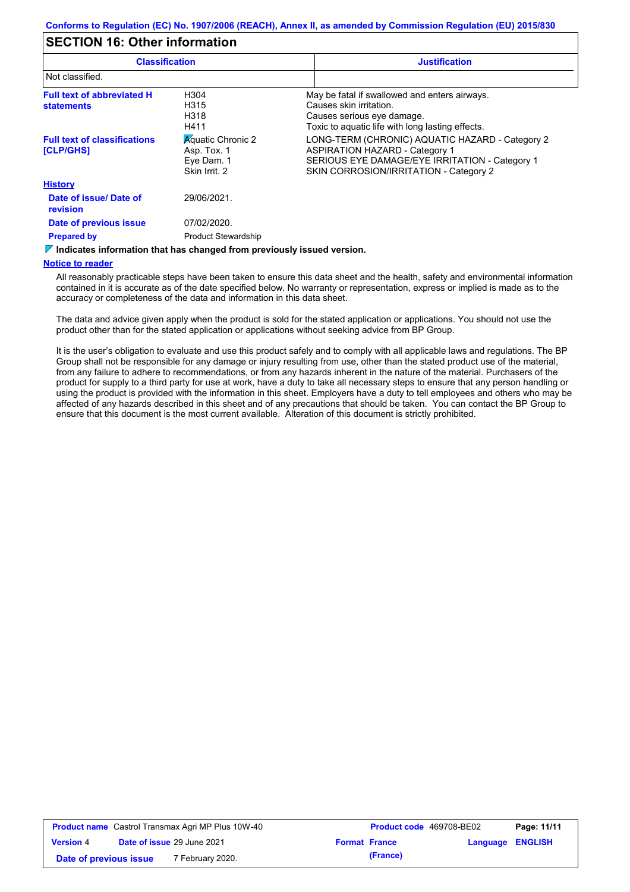## SECTION 16: Other information

| Classification | Justification |
|---|---|
| Not classified. | |

**Full text of abbreviated H statements**

| | |
|---|---|
| H304 | May be fatal if swallowed and enters airways. |
| H315 | Causes skin irritation. |
| H318 | Causes serious eye damage. |
| H411 | Toxic to aquatic life with long lasting effects. |

**Full text of classifications [CLP/GHS]**

| | |
|---|---|
| Aquatic Chronic 2 | LONG-TERM (CHRONIC) AQUATIC HAZARD - Category 2 |
| Asp. Tox. 1 | ASPIRATION HAZARD - Category 1 |
| Eye Dam. 1 | SERIOUS EYE DAMAGE/EYE IRRITATION - Category 1 |
| Skin Irrit. 2 | SKIN CORROSION/IRRITATION - Category 2 |

**History**

| | |
|---|---|
| **Date of issue/ Date of revision** | 29/06/2021. |
| **Date of previous issue** | 07/02/2020. |
| **Prepared by** | Product Stewardship |

**Indicates information that has changed from previously issued version.**

**Notice to reader**

All reasonably practicable steps have been taken to ensure this data sheet and the health, safety and environmental information contained in it is accurate as of the date specified below. No warranty or representation, express or implied is made as to the accuracy or completeness of the data and information in this data sheet.

The data and advice given apply when the product is sold for the stated application or applications. You should not use the product other than for the stated application or applications without seeking advice from BP Group.

It is the user's obligation to evaluate and use this product safely and to comply with all applicable laws and regulations. The BP Group shall not be responsible for any damage or injury resulting from use, other than the stated product use of the material, from any failure to adhere to recommendations, or from any hazards inherent in the nature of the material. Purchasers of the product for supply to a third party for use at work, have a duty to take all necessary steps to ensure that any person handling or using the product is provided with the information in this sheet. Employers have a duty to tell employees and others who may be affected of any hazards described in this sheet and of any precautions that should be taken. You can contact the BP Group to ensure that this document is the most current available. Alteration of this document is strictly prohibited.